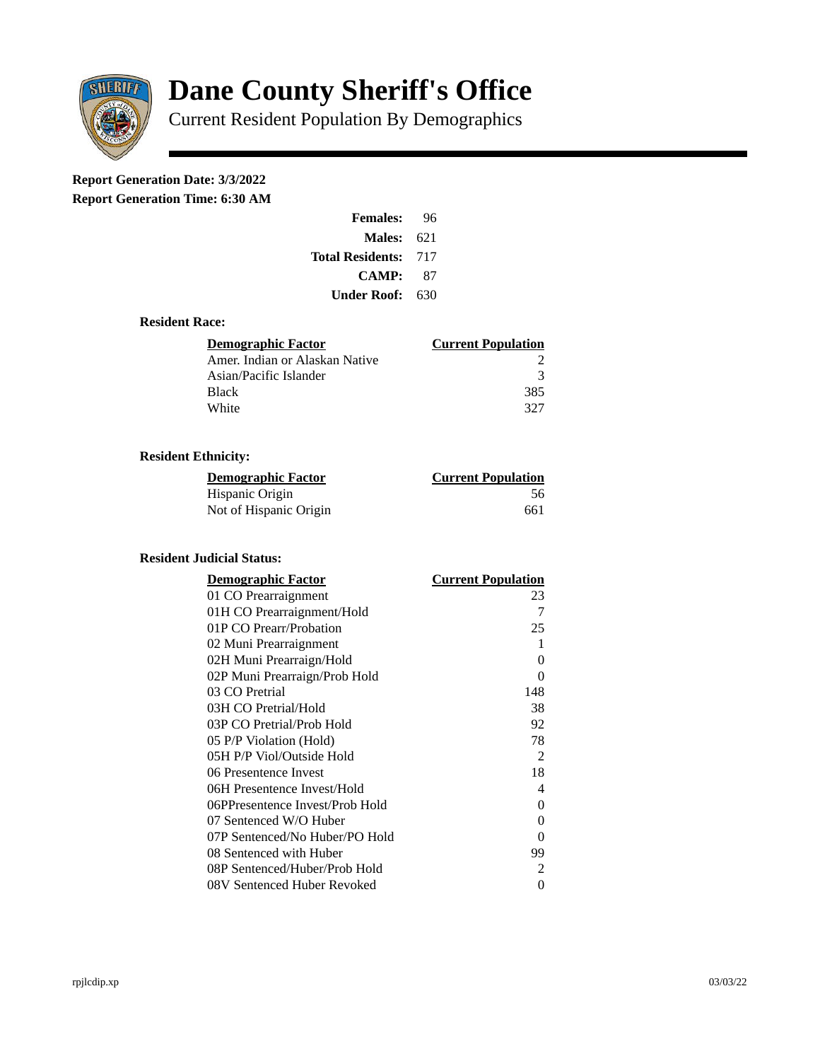# Dane County Sheriff's Office

Current Resident Population By Demographics

**Report Generation Date: 3/3/2022**

**Report Generation Time: 6:30 AM**

| | |
|---|---|
| **Females:** | 96 |
| **Males:** | 621 |
| **Total Residents:** | 717 |
| **CAMP:** | 87 |
| **Under Roof:** | 630 |

### Resident Race:

| Demographic Factor | Current Population |
|---|---|
| Amer. Indian or Alaskan Native | 2 |
| Asian/Pacific Islander | 3 |
| Black | 385 |
| White | 327 |

### Resident Ethnicity:

| Demographic Factor | Current Population |
|---|---|
| Hispanic Origin | 56 |
| Not of Hispanic Origin | 661 |

### Resident Judicial Status:

| Demographic Factor | Current Population |
|---|---|
| 01 CO Prearraignment | 23 |
| 01H CO Prearraignment/Hold | 7 |
| 01P CO Prearr/Probation | 25 |
| 02 Muni Prearraignment | 1 |
| 02H Muni Prearraign/Hold | 0 |
| 02P Muni Prearraign/Prob Hold | 0 |
| 03 CO Pretrial | 148 |
| 03H CO Pretrial/Hold | 38 |
| 03P CO Pretrial/Prob Hold | 92 |
| 05 P/P Violation (Hold) | 78 |
| 05H P/P Viol/Outside Hold | 2 |
| 06 Presentence Invest | 18 |
| 06H Presentence Invest/Hold | 4 |
| 06PPresentence Invest/Prob Hold | 0 |
| 07 Sentenced W/O Huber | 0 |
| 07P Sentenced/No Huber/PO Hold | 0 |
| 08 Sentenced with Huber | 99 |
| 08P Sentenced/Huber/Prob Hold | 2 |
| 08V Sentenced Huber Revoked | 0 |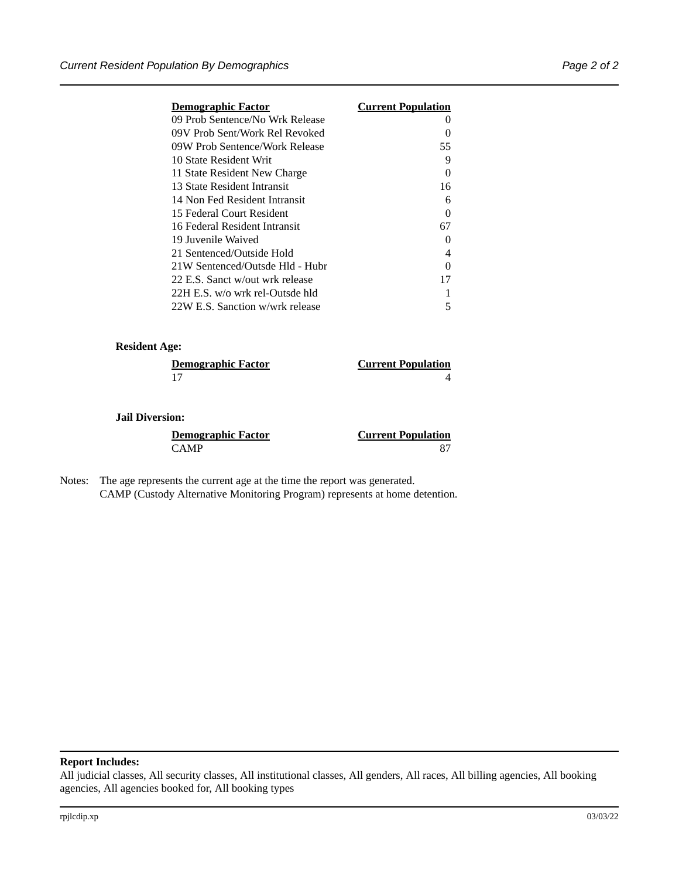| Demographic Factor | Current Population |
|---|---|
| 09 Prob Sentence/No Wrk Release | 0 |
| 09V Prob Sent/Work Rel Revoked | 0 |
| 09W Prob Sentence/Work Release | 55 |
| 10 State Resident Writ | 9 |
| 11 State Resident New Charge | 0 |
| 13 State Resident Intransit | 16 |
| 14 Non Fed Resident Intransit | 6 |
| 15 Federal Court Resident | 0 |
| 16 Federal Resident Intransit | 67 |
| 19 Juvenile Waived | 0 |
| 21 Sentenced/Outside Hold | 4 |
| 21W Sentenced/Outsde Hld - Hubr | 0 |
| 22 E.S. Sanct w/out wrk release | 17 |
| 22H E.S. w/o wrk rel-Outsde hld | 1 |
| 22W E.S. Sanction w/wrk release | 5 |

**Resident Age:**

| Demographic Factor | Current Population |
|---|---|
| 17 | 4 |

**Jail Diversion:**

| Demographic Factor | Current Population |
|---|---|
| CAMP | 87 |

Notes: The age represents the current age at the time the report was generated.
CAMP (Custody Alternative Monitoring Program) represents at home detention.

**Report Includes:**
All judicial classes, All security classes, All institutional classes, All genders, All races, All billing agencies, All booking agencies, All agencies booked for, All booking types

rpjlcdip.xp 03/03/22